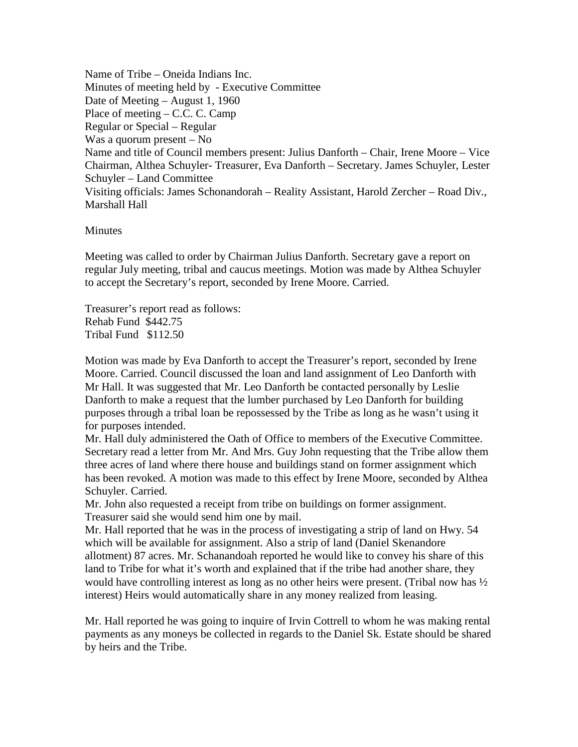Name of Tribe – Oneida Indians Inc.
Minutes of meeting held by - Executive Committee
Date of Meeting – August 1, 1960
Place of meeting – C.C. C. Camp
Regular or Special – Regular
Was a quorum present – No
Name and title of Council members present: Julius Danforth – Chair, Irene Moore – Vice Chairman, Althea Schuyler- Treasurer, Eva Danforth – Secretary. James Schuyler, Lester Schuyler – Land Committee
Visiting officials: James Schonandorah – Reality Assistant, Harold Zercher – Road Div., Marshall Hall

Minutes

Meeting was called to order by Chairman Julius Danforth. Secretary gave a report on regular July meeting, tribal and caucus meetings. Motion was made by Althea Schuyler to accept the Secretary's report, seconded by Irene Moore. Carried.

Treasurer's report read as follows:
Rehab Fund $442.75
Tribal Fund $112.50

Motion was made by Eva Danforth to accept the Treasurer's report, seconded by Irene Moore. Carried. Council discussed the loan and land assignment of Leo Danforth with Mr Hall. It was suggested that Mr. Leo Danforth be contacted personally by Leslie Danforth to make a request that the lumber purchased by Leo Danforth for building purposes through a tribal loan be repossessed by the Tribe as long as he wasn't using it for purposes intended.
Mr. Hall duly administered the Oath of Office to members of the Executive Committee. Secretary read a letter from Mr. And Mrs. Guy John requesting that the Tribe allow them three acres of land where there house and buildings stand on former assignment which has been revoked. A motion was made to this effect by Irene Moore, seconded by Althea Schuyler. Carried.
Mr. John also requested a receipt from tribe on buildings on former assignment. Treasurer said she would send him one by mail.
Mr. Hall reported that he was in the process of investigating a strip of land on Hwy. 54 which will be available for assignment. Also a strip of land (Daniel Skenandore allotment) 87 acres. Mr. Schanandoah reported he would like to convey his share of this land to Tribe for what it's worth and explained that if the tribe had another share, they would have controlling interest as long as no other heirs were present. (Tribal now has ½ interest) Heirs would automatically share in any money realized from leasing.

Mr. Hall reported he was going to inquire of Irvin Cottrell to whom he was making rental payments as any moneys be collected in regards to the Daniel Sk. Estate should be shared by heirs and the Tribe.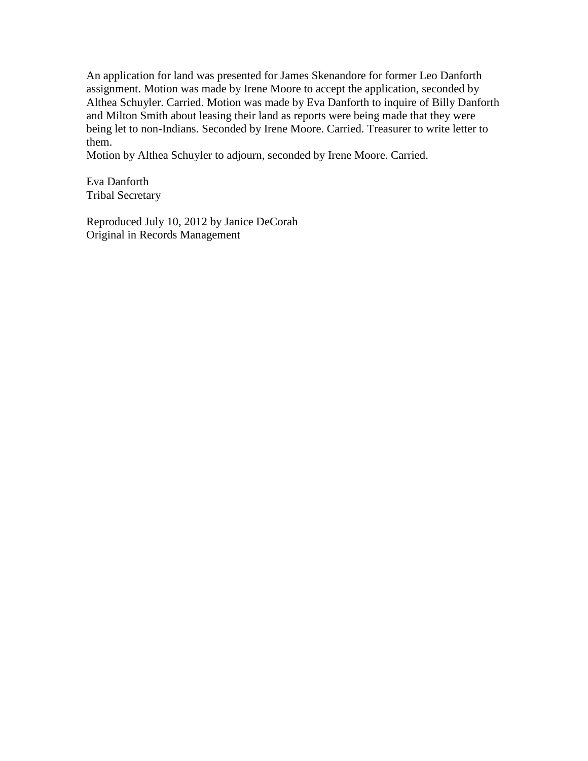An application for land was presented for James Skenandore for former Leo Danforth assignment. Motion was made by Irene Moore to accept the application, seconded by Althea Schuyler. Carried. Motion was made by Eva Danforth to inquire of Billy Danforth and Milton Smith about leasing their land as reports were being made that they were being let to non-Indians. Seconded by Irene Moore. Carried. Treasurer to write letter to them.
Motion by Althea Schuyler to adjourn, seconded by Irene Moore. Carried.

Eva Danforth
Tribal Secretary

Reproduced July 10, 2012 by Janice DeCorah
Original in Records Management